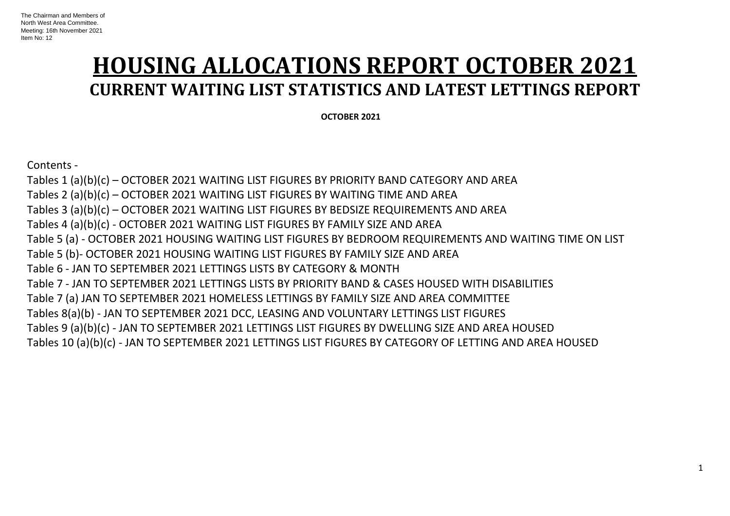The Chairman and Members of
North West Area Committee.
Meeting: 16th November 2021
Item No: 12

# HOUSING ALLOCATIONS REPORT OCTOBER 2021

## CURRENT WAITING LIST STATISTICS AND LATEST LETTINGS REPORT

**OCTOBER 2021**

Contents -

Tables 1 (a)(b)(c) – OCTOBER 2021 WAITING LIST FIGURES BY PRIORITY BAND CATEGORY AND AREA
Tables 2 (a)(b)(c) – OCTOBER 2021 WAITING LIST FIGURES BY WAITING TIME AND AREA
Tables 3 (a)(b)(c) – OCTOBER 2021 WAITING LIST FIGURES BY BEDSIZE REQUIREMENTS AND AREA
Tables 4 (a)(b)(c) - OCTOBER 2021 WAITING LIST FIGURES BY FAMILY SIZE AND AREA
Table 5 (a) - OCTOBER 2021 HOUSING WAITING LIST FIGURES BY BEDROOM REQUIREMENTS AND WAITING TIME ON LIST
Table 5 (b)- OCTOBER 2021 HOUSING WAITING LIST FIGURES BY FAMILY SIZE AND AREA
Table 6 - JAN TO SEPTEMBER 2021 LETTINGS LISTS BY CATEGORY & MONTH
Table 7 - JAN TO SEPTEMBER 2021 LETTINGS LISTS BY PRIORITY BAND & CASES HOUSED WITH DISABILITIES
Table 7 (a) JAN TO SEPTEMBER 2021 HOMELESS LETTINGS BY FAMILY SIZE AND AREA COMMITTEE
Tables 8(a)(b) - JAN TO SEPTEMBER 2021 DCC, LEASING AND VOLUNTARY LETTINGS LIST FIGURES
Tables 9 (a)(b)(c) - JAN TO SEPTEMBER 2021 LETTINGS LIST FIGURES BY DWELLING SIZE AND AREA HOUSED
Tables 10 (a)(b)(c) - JAN TO SEPTEMBER 2021 LETTINGS LIST FIGURES BY CATEGORY OF LETTING AND AREA HOUSED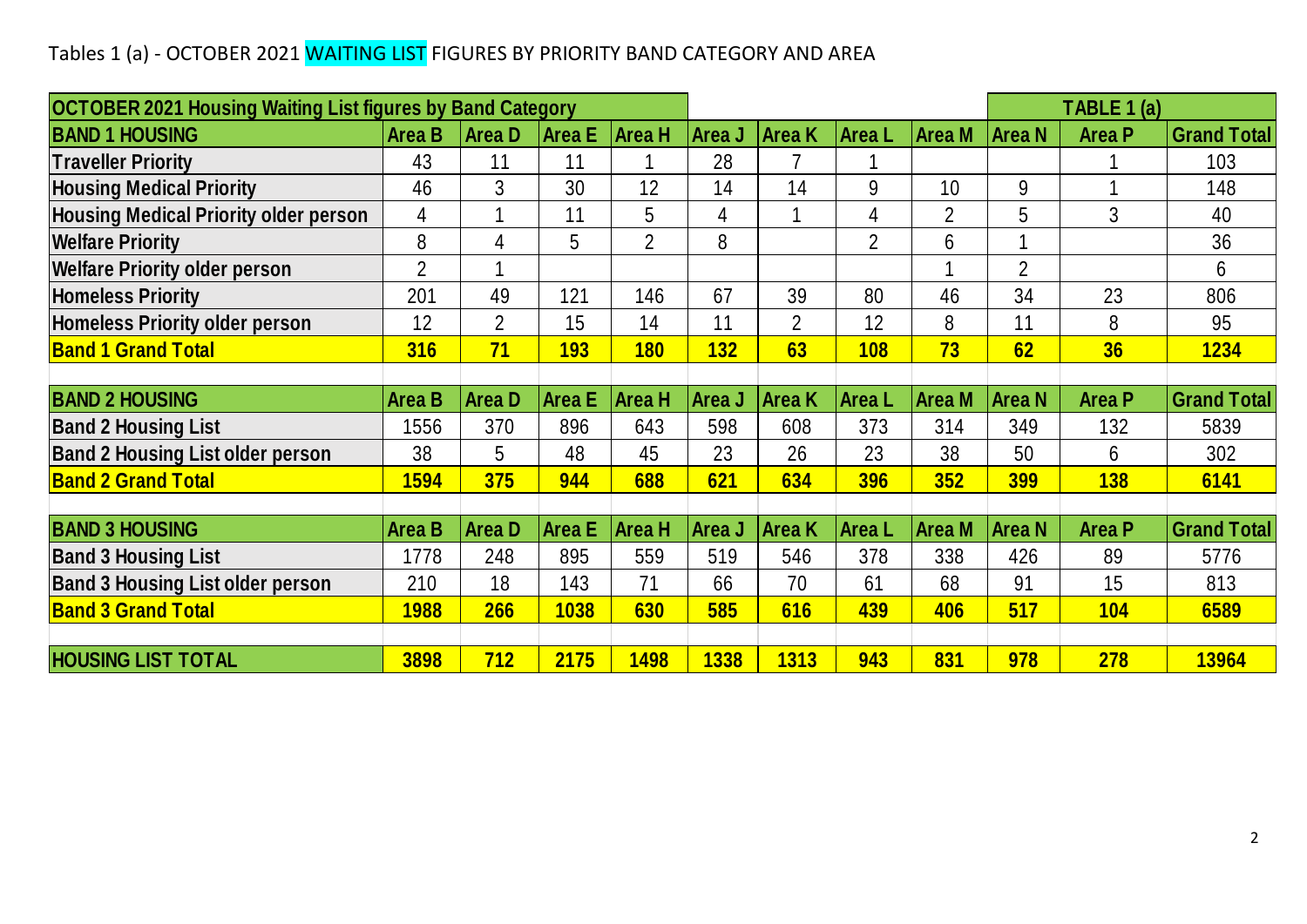Tables 1 (a) - OCTOBER 2021 WAITING LIST FIGURES BY PRIORITY BAND CATEGORY AND AREA

| OCTOBER 2021 Housing Waiting List figures by Band Category | | | | | | | | | TABLE 1 (a) | |
|---|---|---|---|---|---|---|---|---|---|---|
| **BAND 1 HOUSING** | **Area B** | **Area D** | **Area E** | **Area H** | **Area J** | **Area K** | **Area L** | **Area M** | **Area N** | **Area P** | **Grand Total** |
| **Traveller Priority** | 43 | 11 | 11 | 1 | 28 | 7 | 1 | | | 1 | 103 |
| **Housing Medical Priority** | 46 | 3 | 30 | 12 | 14 | 14 | 9 | 10 | 9 | 1 | 148 |
| **Housing Medical Priority older person** | 4 | 1 | 11 | 5 | 4 | 1 | 4 | 2 | 5 | 3 | 40 |
| **Welfare Priority** | 8 | 4 | 5 | 2 | 8 | | 2 | 6 | 1 | | 36 |
| **Welfare Priority older person** | 2 | 1 | | | | | | 1 | 2 | | 6 |
| **Homeless Priority** | 201 | 49 | 121 | 146 | 67 | 39 | 80 | 46 | 34 | 23 | 806 |
| **Homeless Priority older person** | 12 | 2 | 15 | 14 | 11 | 2 | 12 | 8 | 11 | 8 | 95 |
| **Band 1 Grand Total** | **316** | **71** | **193** | **180** | **132** | **63** | **108** | **73** | **62** | **36** | **1234** |
| | | | | | | | | | | | |
| **BAND 2 HOUSING** | **Area B** | **Area D** | **Area E** | **Area H** | **Area J** | **Area K** | **Area L** | **Area M** | **Area N** | **Area P** | **Grand Total** |
| **Band 2 Housing List** | 1556 | 370 | 896 | 643 | 598 | 608 | 373 | 314 | 349 | 132 | 5839 |
| **Band 2 Housing List older person** | 38 | 5 | 48 | 45 | 23 | 26 | 23 | 38 | 50 | 6 | 302 |
| **Band 2 Grand Total** | **1594** | **375** | **944** | **688** | **621** | **634** | **396** | **352** | **399** | **138** | **6141** |
| | | | | | | | | | | | |
| **BAND 3 HOUSING** | **Area B** | **Area D** | **Area E** | **Area H** | **Area J** | **Area K** | **Area L** | **Area M** | **Area N** | **Area P** | **Grand Total** |
| **Band 3 Housing List** | 1778 | 248 | 895 | 559 | 519 | 546 | 378 | 338 | 426 | 89 | 5776 |
| **Band 3 Housing List older person** | 210 | 18 | 143 | 71 | 66 | 70 | 61 | 68 | 91 | 15 | 813 |
| **Band 3 Grand Total** | **1988** | **266** | **1038** | **630** | **585** | **616** | **439** | **406** | **517** | **104** | **6589** |
| | | | | | | | | | | | |
| **HOUSING LIST TOTAL** | **3898** | **712** | **2175** | **1498** | **1338** | **1313** | **943** | **831** | **978** | **278** | **13964** |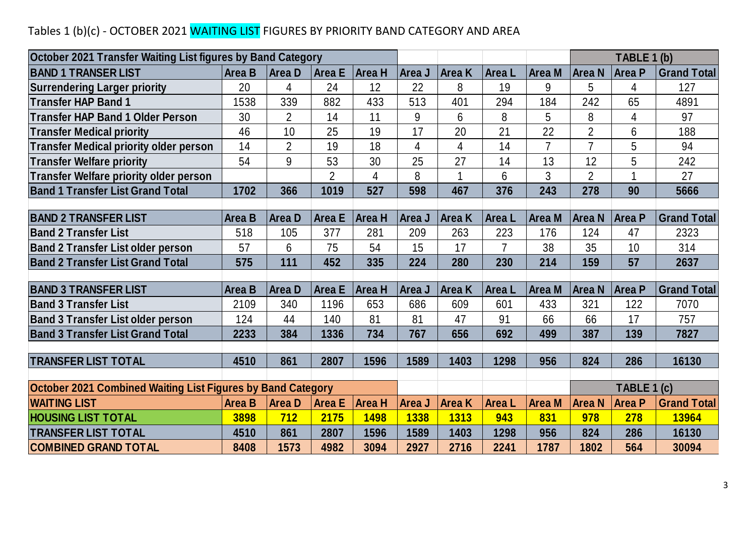Tables 1 (b)(c) - OCTOBER 2021 WAITING LIST FIGURES BY PRIORITY BAND CATEGORY AND AREA

**TABLE 1 (b)**

| October 2021 Transfer Waiting List figures by Band Category | | | | | | | | | | | |
|---|---|---|---|---|---|---|---|---|---|---|---|
| **BAND 1 TRANSER LIST** | **Area B** | **Area D** | **Area E** | **Area H** | **Area J** | **Area K** | **Area L** | **Area M** | **Area N** | **Area P** | **Grand Total** |
| **Surrendering Larger priority** | 20 | 4 | 24 | 12 | 22 | 8 | 19 | 9 | 5 | 4 | 127 |
| **Transfer HAP Band 1** | 1538 | 339 | 882 | 433 | 513 | 401 | 294 | 184 | 242 | 65 | 4891 |
| **Transfer HAP Band 1 Older Person** | 30 | 2 | 14 | 11 | 9 | 6 | 8 | 5 | 8 | 4 | 97 |
| **Transfer Medical priority** | 46 | 10 | 25 | 19 | 17 | 20 | 21 | 22 | 2 | 6 | 188 |
| **Transfer Medical priority older person** | 14 | 2 | 19 | 18 | 4 | 4 | 14 | 7 | 7 | 5 | 94 |
| **Transfer Welfare priority** | 54 | 9 | 53 | 30 | 25 | 27 | 14 | 13 | 12 | 5 | 242 |
| **Transfer Welfare priority older person** | | | 2 | 4 | 8 | 1 | 6 | 3 | 2 | 1 | 27 |
| **Band 1 Transfer List Grand Total** | **1702** | **366** | **1019** | **527** | **598** | **467** | **376** | **243** | **278** | **90** | **5666** |
| | | | | | | | | | | | |
| **BAND 2 TRANSFER LIST** | **Area B** | **Area D** | **Area E** | **Area H** | **Area J** | **Area K** | **Area L** | **Area M** | **Area N** | **Area P** | **Grand Total** |
| **Band 2 Transfer List** | 518 | 105 | 377 | 281 | 209 | 263 | 223 | 176 | 124 | 47 | 2323 |
| **Band 2 Transfer List older person** | 57 | 6 | 75 | 54 | 15 | 17 | 7 | 38 | 35 | 10 | 314 |
| **Band 2 Transfer List Grand Total** | **575** | **111** | **452** | **335** | **224** | **280** | **230** | **214** | **159** | **57** | **2637** |
| | | | | | | | | | | | |
| **BAND 3 TRANSFER LIST** | **Area B** | **Area D** | **Area E** | **Area H** | **Area J** | **Area K** | **Area L** | **Area M** | **Area N** | **Area P** | **Grand Total** |
| **Band 3 Transfer List** | 2109 | 340 | 1196 | 653 | 686 | 609 | 601 | 433 | 321 | 122 | 7070 |
| **Band 3 Transfer List older person** | 124 | 44 | 140 | 81 | 81 | 47 | 91 | 66 | 66 | 17 | 757 |
| **Band 3 Transfer List Grand Total** | **2233** | **384** | **1336** | **734** | **767** | **656** | **692** | **499** | **387** | **139** | **7827** |
| | | | | | | | | | | | |
| **TRANSFER LIST TOTAL** | **4510** | **861** | **2807** | **1596** | **1589** | **1403** | **1298** | **956** | **824** | **286** | **16130** |

**TABLE 1 (c)**

| October 2021 Combined Waiting List Figures by Band Category | | | | | | | | | | | |
|---|---|---|---|---|---|---|---|---|---|---|---|
| **WAITING LIST** | **Area B** | **Area D** | **Area E** | **Area H** | **Area J** | **Area K** | **Area L** | **Area M** | **Area N** | **Area P** | **Grand Total** |
| **HOUSING LIST TOTAL** | **3898** | **712** | **2175** | **1498** | **1338** | **1313** | **943** | **831** | **978** | **278** | **13964** |
| **TRANSFER LIST TOTAL** | **4510** | **861** | **2807** | **1596** | **1589** | **1403** | **1298** | **956** | **824** | **286** | **16130** |
| **COMBINED GRAND TOTAL** | **8408** | **1573** | **4982** | **3094** | **2927** | **2716** | **2241** | **1787** | **1802** | **564** | **30094** |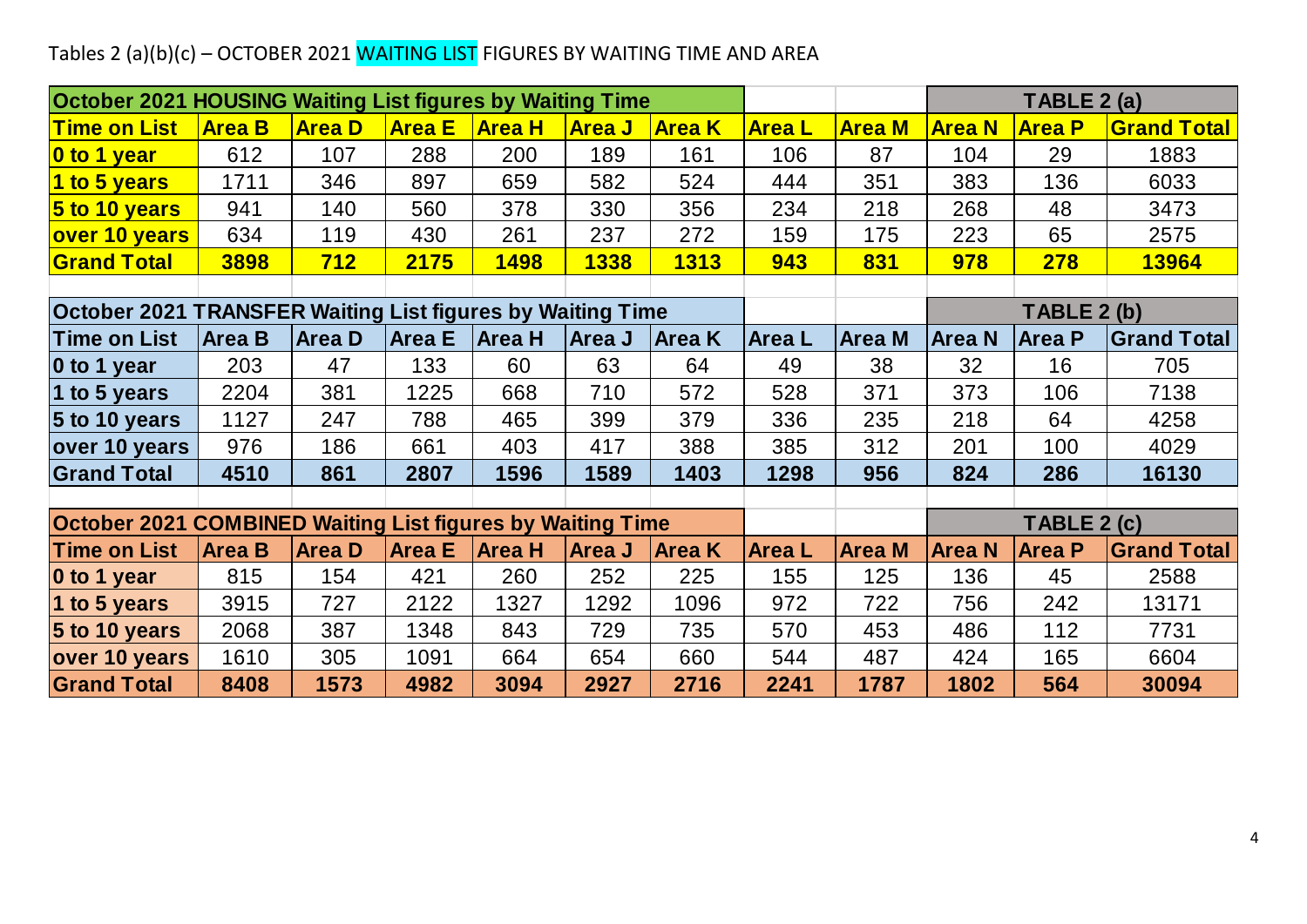Tables 2 (a)(b)(c) – OCTOBER 2021 WAITING LIST FIGURES BY WAITING TIME AND AREA

**TABLE 2 (a)**

**October 2021 HOUSING Waiting List figures by Waiting Time**

| Time on List | Area B | Area D | Area E | Area H | Area J | Area K | Area L | Area M | Area N | Area P | Grand Total |
|---|---|---|---|---|---|---|---|---|---|---|---|
| 0 to 1 year | 612 | 107 | 288 | 200 | 189 | 161 | 106 | 87 | 104 | 29 | 1883 |
| 1 to 5 years | 1711 | 346 | 897 | 659 | 582 | 524 | 444 | 351 | 383 | 136 | 6033 |
| 5 to 10 years | 941 | 140 | 560 | 378 | 330 | 356 | 234 | 218 | 268 | 48 | 3473 |
| over 10 years | 634 | 119 | 430 | 261 | 237 | 272 | 159 | 175 | 223 | 65 | 2575 |
| **Grand Total** | **3898** | **712** | **2175** | **1498** | **1338** | **1313** | **943** | **831** | **978** | **278** | **13964** |

**TABLE 2 (b)**

**October 2021 TRANSFER Waiting List figures by Waiting Time**

| Time on List | Area B | Area D | Area E | Area H | Area J | Area K | Area L | Area M | Area N | Area P | Grand Total |
|---|---|---|---|---|---|---|---|---|---|---|---|
| 0 to 1 year | 203 | 47 | 133 | 60 | 63 | 64 | 49 | 38 | 32 | 16 | 705 |
| 1 to 5 years | 2204 | 381 | 1225 | 668 | 710 | 572 | 528 | 371 | 373 | 106 | 7138 |
| 5 to 10 years | 1127 | 247 | 788 | 465 | 399 | 379 | 336 | 235 | 218 | 64 | 4258 |
| over 10 years | 976 | 186 | 661 | 403 | 417 | 388 | 385 | 312 | 201 | 100 | 4029 |
| **Grand Total** | **4510** | **861** | **2807** | **1596** | **1589** | **1403** | **1298** | **956** | **824** | **286** | **16130** |

**TABLE 2 (c)**

**October 2021 COMBINED Waiting List figures by Waiting Time**

| Time on List | Area B | Area D | Area E | Area H | Area J | Area K | Area L | Area M | Area N | Area P | Grand Total |
|---|---|---|---|---|---|---|---|---|---|---|---|
| 0 to 1 year | 815 | 154 | 421 | 260 | 252 | 225 | 155 | 125 | 136 | 45 | 2588 |
| 1 to 5 years | 3915 | 727 | 2122 | 1327 | 1292 | 1096 | 972 | 722 | 756 | 242 | 13171 |
| 5 to 10 years | 2068 | 387 | 1348 | 843 | 729 | 735 | 570 | 453 | 486 | 112 | 7731 |
| over 10 years | 1610 | 305 | 1091 | 664 | 654 | 660 | 544 | 487 | 424 | 165 | 6604 |
| **Grand Total** | **8408** | **1573** | **4982** | **3094** | **2927** | **2716** | **2241** | **1787** | **1802** | **564** | **30094** |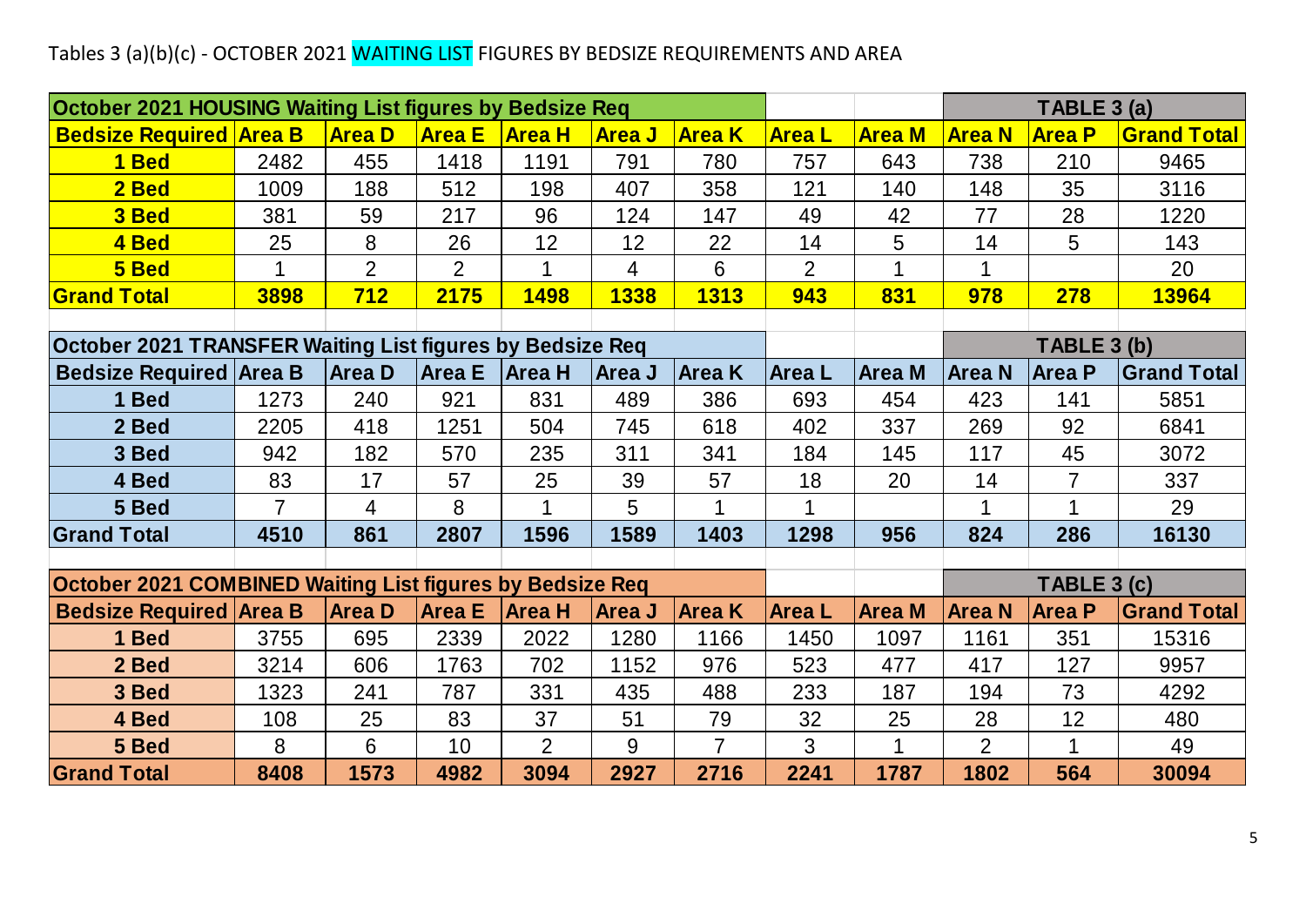Tables 3 (a)(b)(c) - OCTOBER 2021 WAITING LIST FIGURES BY BEDSIZE REQUIREMENTS AND AREA

**October 2021 HOUSING Waiting List figures by Bedsize Req** — **TABLE 3 (a)**

| Bedsize Required | Area B | Area D | Area E | Area H | Area J | Area K | Area L | Area M | Area N | Area P | Grand Total |
|---|---|---|---|---|---|---|---|---|---|---|---|
| 1 Bed | 2482 | 455 | 1418 | 1191 | 791 | 780 | 757 | 643 | 738 | 210 | 9465 |
| 2 Bed | 1009 | 188 | 512 | 198 | 407 | 358 | 121 | 140 | 148 | 35 | 3116 |
| 3 Bed | 381 | 59 | 217 | 96 | 124 | 147 | 49 | 42 | 77 | 28 | 1220 |
| 4 Bed | 25 | 8 | 26 | 12 | 12 | 22 | 14 | 5 | 14 | 5 | 143 |
| 5 Bed | 1 | 2 | 2 | 1 | 4 | 6 | 2 | 1 | 1 | | 20 |
| **Grand Total** | **3898** | **712** | **2175** | **1498** | **1338** | **1313** | **943** | **831** | **978** | **278** | **13964** |

**October 2021 TRANSFER Waiting List figures by Bedsize Req** — **TABLE 3 (b)**

| Bedsize Required | Area B | Area D | Area E | Area H | Area J | Area K | Area L | Area M | Area N | Area P | Grand Total |
|---|---|---|---|---|---|---|---|---|---|---|---|
| 1 Bed | 1273 | 240 | 921 | 831 | 489 | 386 | 693 | 454 | 423 | 141 | 5851 |
| 2 Bed | 2205 | 418 | 1251 | 504 | 745 | 618 | 402 | 337 | 269 | 92 | 6841 |
| 3 Bed | 942 | 182 | 570 | 235 | 311 | 341 | 184 | 145 | 117 | 45 | 3072 |
| 4 Bed | 83 | 17 | 57 | 25 | 39 | 57 | 18 | 20 | 14 | 7 | 337 |
| 5 Bed | 7 | 4 | 8 | 1 | 5 | 1 | 1 | | 1 | 1 | 29 |
| **Grand Total** | **4510** | **861** | **2807** | **1596** | **1589** | **1403** | **1298** | **956** | **824** | **286** | **16130** |

**October 2021 COMBINED Waiting List figures by Bedsize Req** — **TABLE 3 (c)**

| Bedsize Required | Area B | Area D | Area E | Area H | Area J | Area K | Area L | Area M | Area N | Area P | Grand Total |
|---|---|---|---|---|---|---|---|---|---|---|---|
| 1 Bed | 3755 | 695 | 2339 | 2022 | 1280 | 1166 | 1450 | 1097 | 1161 | 351 | 15316 |
| 2 Bed | 3214 | 606 | 1763 | 702 | 1152 | 976 | 523 | 477 | 417 | 127 | 9957 |
| 3 Bed | 1323 | 241 | 787 | 331 | 435 | 488 | 233 | 187 | 194 | 73 | 4292 |
| 4 Bed | 108 | 25 | 83 | 37 | 51 | 79 | 32 | 25 | 28 | 12 | 480 |
| 5 Bed | 8 | 6 | 10 | 2 | 9 | 7 | 3 | 1 | 2 | 1 | 49 |
| **Grand Total** | **8408** | **1573** | **4982** | **3094** | **2927** | **2716** | **2241** | **1787** | **1802** | **564** | **30094** |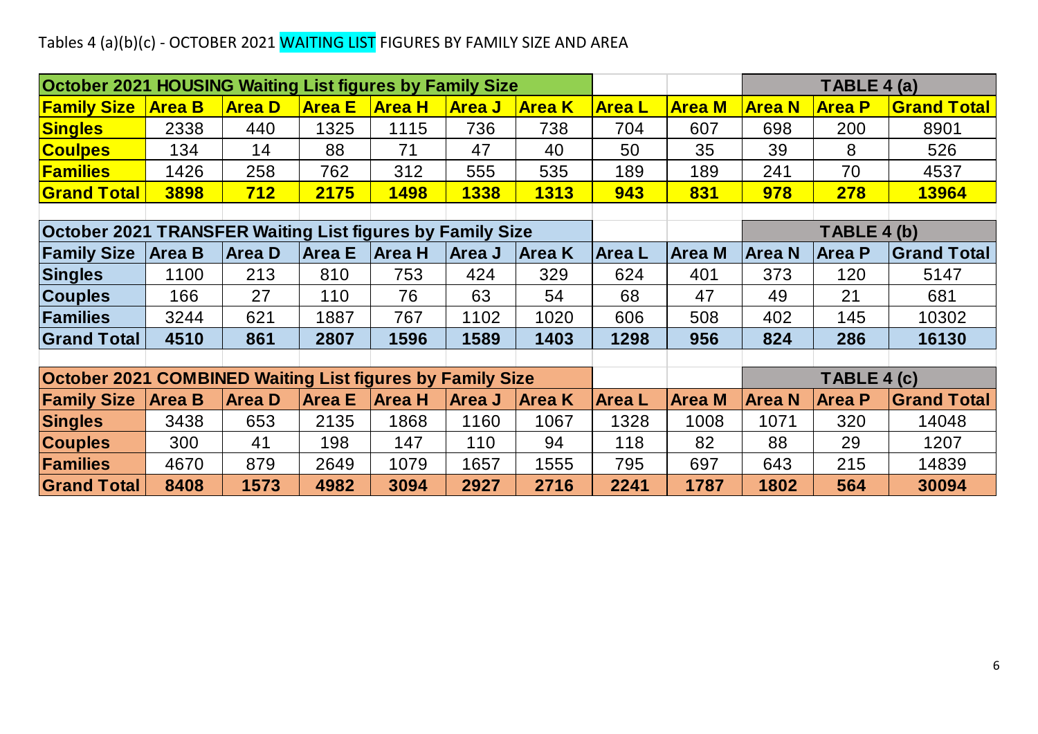Tables 4 (a)(b)(c) - OCTOBER 2021 WAITING LIST FIGURES BY FAMILY SIZE AND AREA

| October 2021 HOUSING Waiting List figures by Family Size | | | | | | | | | | TABLE 4 (a) |
|---|---|---|---|---|---|---|---|---|---|---|
| **Family Size** | **Area B** | **Area D** | **Area E** | **Area H** | **Area J** | **Area K** | **Area L** | **Area M** | **Area N** | **Area P** | **Grand Total** |
| **Singles** | 2338 | 440 | 1325 | 1115 | 736 | 738 | 704 | 607 | 698 | 200 | 8901 |
| **Coulpes** | 134 | 14 | 88 | 71 | 47 | 40 | 50 | 35 | 39 | 8 | 526 |
| **Families** | 1426 | 258 | 762 | 312 | 555 | 535 | 189 | 189 | 241 | 70 | 4537 |
| **Grand Total** | **3898** | **712** | **2175** | **1498** | **1338** | **1313** | **943** | **831** | **978** | **278** | **13964** |

| October 2021 TRANSFER Waiting List figures by Family Size | | | | | | | | | | TABLE 4 (b) |
|---|---|---|---|---|---|---|---|---|---|---|
| **Family Size** | **Area B** | **Area D** | **Area E** | **Area H** | **Area J** | **Area K** | **Area L** | **Area M** | **Area N** | **Area P** | **Grand Total** |
| **Singles** | 1100 | 213 | 810 | 753 | 424 | 329 | 624 | 401 | 373 | 120 | 5147 |
| **Couples** | 166 | 27 | 110 | 76 | 63 | 54 | 68 | 47 | 49 | 21 | 681 |
| **Families** | 3244 | 621 | 1887 | 767 | 1102 | 1020 | 606 | 508 | 402 | 145 | 10302 |
| **Grand Total** | **4510** | **861** | **2807** | **1596** | **1589** | **1403** | **1298** | **956** | **824** | **286** | **16130** |

| October 2021 COMBINED Waiting List figures by Family Size | | | | | | | | | | TABLE 4 (c) |
|---|---|---|---|---|---|---|---|---|---|---|
| **Family Size** | **Area B** | **Area D** | **Area E** | **Area H** | **Area J** | **Area K** | **Area L** | **Area M** | **Area N** | **Area P** | **Grand Total** |
| **Singles** | 3438 | 653 | 2135 | 1868 | 1160 | 1067 | 1328 | 1008 | 1071 | 320 | 14048 |
| **Couples** | 300 | 41 | 198 | 147 | 110 | 94 | 118 | 82 | 88 | 29 | 1207 |
| **Families** | 4670 | 879 | 2649 | 1079 | 1657 | 1555 | 795 | 697 | 643 | 215 | 14839 |
| **Grand Total** | **8408** | **1573** | **4982** | **3094** | **2927** | **2716** | **2241** | **1787** | **1802** | **564** | **30094** |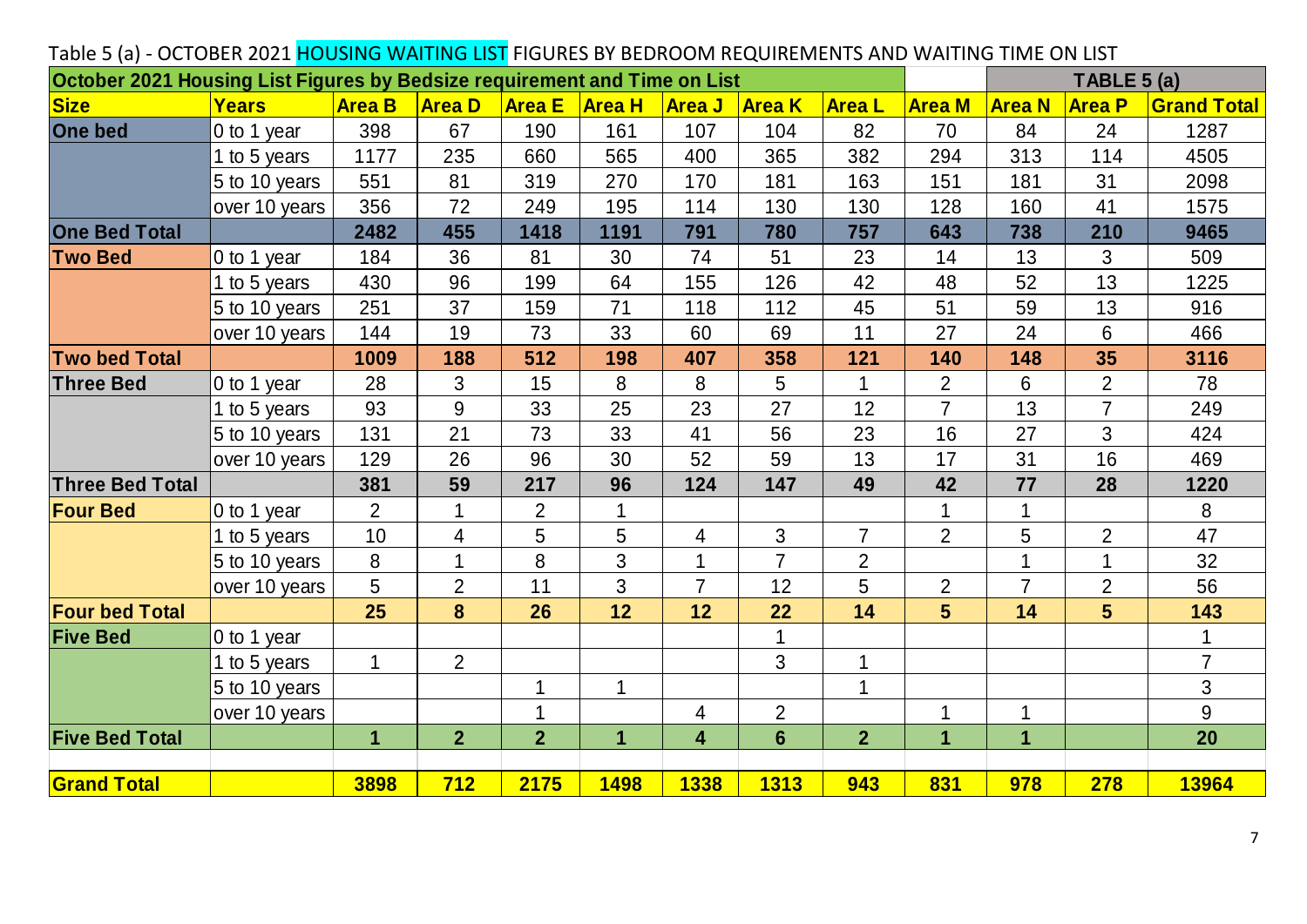Table 5 (a) - OCTOBER 2021 HOUSING WAITING LIST FIGURES BY BEDROOM REQUIREMENTS AND WAITING TIME ON LIST

| October 2021 Housing List Figures by Bedsize requirement and Time on List | | | | | | | | | | | | TABLE 5 (a) |
|---|---|---|---|---|---|---|---|---|---|---|---|---|
| **Size** | **Years** | **Area B** | **Area D** | **Area E** | **Area H** | **Area J** | **Area K** | **Area L** | **Area M** | **Area N** | **Area P** | **Grand Total** |
| **One bed** | 0 to 1 year | 398 | 67 | 190 | 161 | 107 | 104 | 82 | 70 | 84 | 24 | 1287 |
| | 1 to 5 years | 1177 | 235 | 660 | 565 | 400 | 365 | 382 | 294 | 313 | 114 | 4505 |
| | 5 to 10 years | 551 | 81 | 319 | 270 | 170 | 181 | 163 | 151 | 181 | 31 | 2098 |
| | over 10 years | 356 | 72 | 249 | 195 | 114 | 130 | 130 | 128 | 160 | 41 | 1575 |
| **One Bed Total** | | **2482** | **455** | **1418** | **1191** | **791** | **780** | **757** | **643** | **738** | **210** | **9465** |
| **Two Bed** | 0 to 1 year | 184 | 36 | 81 | 30 | 74 | 51 | 23 | 14 | 13 | 3 | 509 |
| | 1 to 5 years | 430 | 96 | 199 | 64 | 155 | 126 | 42 | 48 | 52 | 13 | 1225 |
| | 5 to 10 years | 251 | 37 | 159 | 71 | 118 | 112 | 45 | 51 | 59 | 13 | 916 |
| | over 10 years | 144 | 19 | 73 | 33 | 60 | 69 | 11 | 27 | 24 | 6 | 466 |
| **Two bed Total** | | **1009** | **188** | **512** | **198** | **407** | **358** | **121** | **140** | **148** | **35** | **3116** |
| **Three Bed** | 0 to 1 year | 28 | 3 | 15 | 8 | 8 | 5 | 1 | 2 | 6 | 2 | 78 |
| | 1 to 5 years | 93 | 9 | 33 | 25 | 23 | 27 | 12 | 7 | 13 | 7 | 249 |
| | 5 to 10 years | 131 | 21 | 73 | 33 | 41 | 56 | 23 | 16 | 27 | 3 | 424 |
| | over 10 years | 129 | 26 | 96 | 30 | 52 | 59 | 13 | 17 | 31 | 16 | 469 |
| **Three Bed Total** | | **381** | **59** | **217** | **96** | **124** | **147** | **49** | **42** | **77** | **28** | **1220** |
| **Four Bed** | 0 to 1 year | 2 | 1 | 2 | 1 | | | | 1 | 1 | | 8 |
| | 1 to 5 years | 10 | 4 | 5 | 5 | 4 | 3 | 7 | 2 | 5 | 2 | 47 |
| | 5 to 10 years | 8 | 1 | 8 | 3 | 1 | 7 | 2 | | 1 | 1 | 32 |
| | over 10 years | 5 | 2 | 11 | 3 | 7 | 12 | 5 | 2 | 7 | 2 | 56 |
| **Four bed Total** | | **25** | **8** | **26** | **12** | **12** | **22** | **14** | **5** | **14** | **5** | **143** |
| **Five Bed** | 0 to 1 year | | | | | | 1 | | | | | 1 |
| | 1 to 5 years | 1 | 2 | | | | 3 | 1 | | | | 7 |
| | 5 to 10 years | | | 1 | 1 | | | 1 | | | | 3 |
| | over 10 years | | | 1 | | 4 | 2 | | 1 | 1 | | 9 |
| **Five Bed Total** | | **1** | **2** | **2** | **1** | **4** | **6** | **2** | **1** | **1** | | **20** |
| | | | | | | | | | | | | |
| **Grand Total** | | **3898** | **712** | **2175** | **1498** | **1338** | **1313** | **943** | **831** | **978** | **278** | **13964** |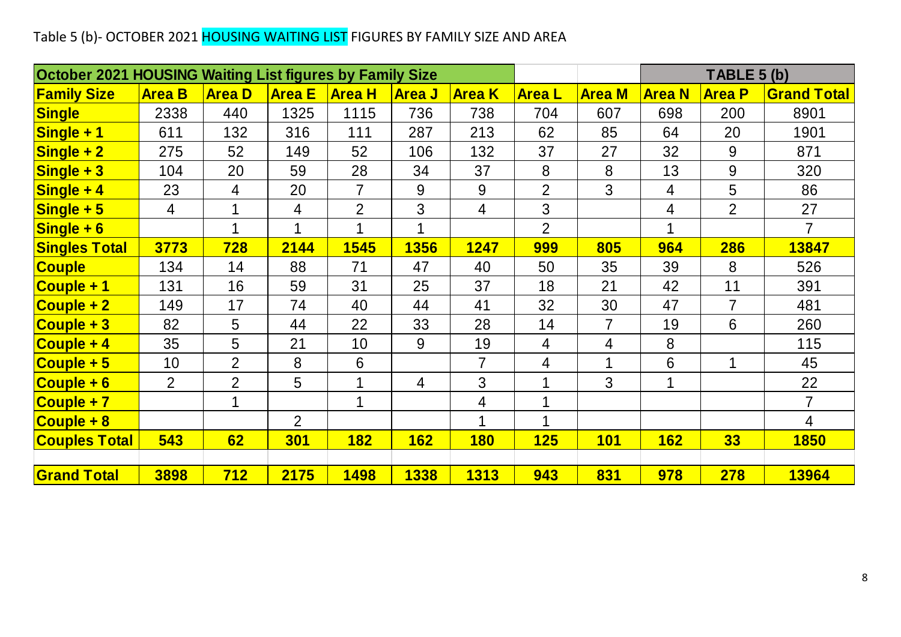Table 5 (b)- OCTOBER 2021 HOUSING WAITING LIST FIGURES BY FAMILY SIZE AND AREA

| October 2021 HOUSING Waiting List figures by Family Size | | | | | | | | | TABLE 5 (b) | | |
|---|---|---|---|---|---|---|---|---|---|---|---|
| **Family Size** | **Area B** | **Area D** | **Area E** | **Area H** | **Area J** | **Area K** | **Area L** | **Area M** | **Area N** | **Area P** | **Grand Total** |
| **Single** | 2338 | 440 | 1325 | 1115 | 736 | 738 | 704 | 607 | 698 | 200 | 8901 |
| **Single + 1** | 611 | 132 | 316 | 111 | 287 | 213 | 62 | 85 | 64 | 20 | 1901 |
| **Single + 2** | 275 | 52 | 149 | 52 | 106 | 132 | 37 | 27 | 32 | 9 | 871 |
| **Single + 3** | 104 | 20 | 59 | 28 | 34 | 37 | 8 | 8 | 13 | 9 | 320 |
| **Single + 4** | 23 | 4 | 20 | 7 | 9 | 9 | 2 | 3 | 4 | 5 | 86 |
| **Single + 5** | 4 | 1 | 4 | 2 | 3 | 4 | 3 | | 4 | 2 | 27 |
| **Single + 6** | | 1 | 1 | 1 | 1 | | 2 | | 1 | | 7 |
| **Singles Total** | **3773** | **728** | **2144** | **1545** | **1356** | **1247** | **999** | **805** | **964** | **286** | **13847** |
| **Couple** | 134 | 14 | 88 | 71 | 47 | 40 | 50 | 35 | 39 | 8 | 526 |
| **Couple + 1** | 131 | 16 | 59 | 31 | 25 | 37 | 18 | 21 | 42 | 11 | 391 |
| **Couple + 2** | 149 | 17 | 74 | 40 | 44 | 41 | 32 | 30 | 47 | 7 | 481 |
| **Couple + 3** | 82 | 5 | 44 | 22 | 33 | 28 | 14 | 7 | 19 | 6 | 260 |
| **Couple + 4** | 35 | 5 | 21 | 10 | 9 | 19 | 4 | 4 | 8 | | 115 |
| **Couple + 5** | 10 | 2 | 8 | 6 | | 7 | 4 | 1 | 6 | 1 | 45 |
| **Couple + 6** | 2 | 2 | 5 | 1 | 4 | 3 | 1 | 3 | 1 | | 22 |
| **Couple + 7** | | 1 | | 1 | | 4 | 1 | | | | 7 |
| **Couple + 8** | | | 2 | | | 1 | 1 | | | | 4 |
| **Couples Total** | **543** | **62** | **301** | **182** | **162** | **180** | **125** | **101** | **162** | **33** | **1850** |
| | | | | | | | | | | | |
| **Grand Total** | **3898** | **712** | **2175** | **1498** | **1338** | **1313** | **943** | **831** | **978** | **278** | **13964** |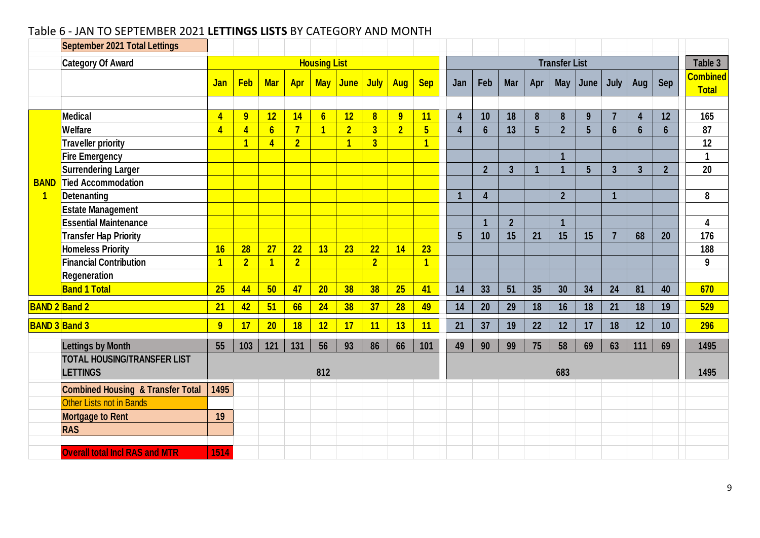Table 6 - JAN TO SEPTEMBER 2021 **LETTINGS LISTS** BY CATEGORY AND MONTH

| | September 2021 Total Lettings | | | | | | | | | | | | | | | | | | | |
|---|---|---|---|---|---|---|---|---|---|---|---|---|---|---|---|---|---|---|---|---|
| | Category Of Award | Housing List | | | | | | | | | Transfer List | | | | | | | | | Table 3 |
| | | Jan | Feb | Mar | Apr | May | June | July | Aug | Sep | Jan | Feb | Mar | Apr | May | June | July | Aug | Sep | Combined Total |
| BAND 1 | Medical | 4 | 9 | 12 | 14 | 6 | 12 | 8 | 9 | 11 | 4 | 10 | 18 | 8 | 8 | 9 | 7 | 4 | 12 | 165 |
| | Welfare | 4 | 4 | 6 | 7 | 1 | 2 | 3 | 2 | 5 | 4 | 6 | 13 | 5 | 2 | 5 | 6 | 6 | 6 | 87 |
| | Traveller priority | | 1 | 4 | 2 | | 1 | 3 | | 1 | | | | | | | | | | 12 |
| | Fire Emergency | | | | | | | | | | | | | | 1 | | | | | 1 |
| | Surrendering Larger | | | | | | | | | | | 2 | 3 | 1 | 1 | 5 | 3 | 3 | 2 | 20 |
| | Tied Accommodation | | | | | | | | | | | | | | | | | | | |
| | Detenanting | | | | | | | | | | 1 | 4 | | | 2 | | 1 | | | 8 |
| | Estate Management | | | | | | | | | | | | | | | | | | | |
| | Essential Maintenance | | | | | | | | | | | 1 | 2 | | 1 | | | | | 4 |
| | Transfer Hap Priority | | | | | | | | | | 5 | 10 | 15 | 21 | 15 | 15 | 7 | 68 | 20 | 176 |
| | Homeless Priority | 16 | 28 | 27 | 22 | 13 | 23 | 22 | 14 | 23 | | | | | | | | | | 188 |
| | Financial Contribution | 1 | 2 | 1 | 2 | | | 2 | | 1 | | | | | | | | | | 9 |
| | Regeneration | | | | | | | | | | | | | | | | | | | |
| | Band 1 Total | 25 | 44 | 50 | 47 | 20 | 38 | 38 | 25 | 41 | 14 | 33 | 51 | 35 | 30 | 34 | 24 | 81 | 40 | 670 |
| BAND 2 | Band 2 | 21 | 42 | 51 | 66 | 24 | 38 | 37 | 28 | 49 | 14 | 20 | 29 | 18 | 16 | 18 | 21 | 18 | 19 | 529 |
| BAND 3 | Band 3 | 9 | 17 | 20 | 18 | 12 | 17 | 11 | 13 | 11 | 21 | 37 | 19 | 22 | 12 | 17 | 18 | 12 | 10 | 296 |
| | Lettings by Month | 55 | 103 | 121 | 131 | 56 | 93 | 86 | 66 | 101 | 49 | 90 | 99 | 75 | 58 | 69 | 63 | 111 | 69 | 1495 |
| | TOTAL HOUSING/TRANSFER LIST LETTINGS | 812 | | | | | | | | | 683 | | | | | | | | | 1495 |
| | Combined Housing & Transfer Total | 1495 | | | | | | | | | | | | | | | | | | |
| | Other Lists not in Bands | | | | | | | | | | | | | | | | | | | |
| | Mortgage to Rent | 19 | | | | | | | | | | | | | | | | | | |
| | RAS | | | | | | | | | | | | | | | | | | | |
| | Overall total incl RAS and MTR | 1514 | | | | | | | | | | | | | | | | | | |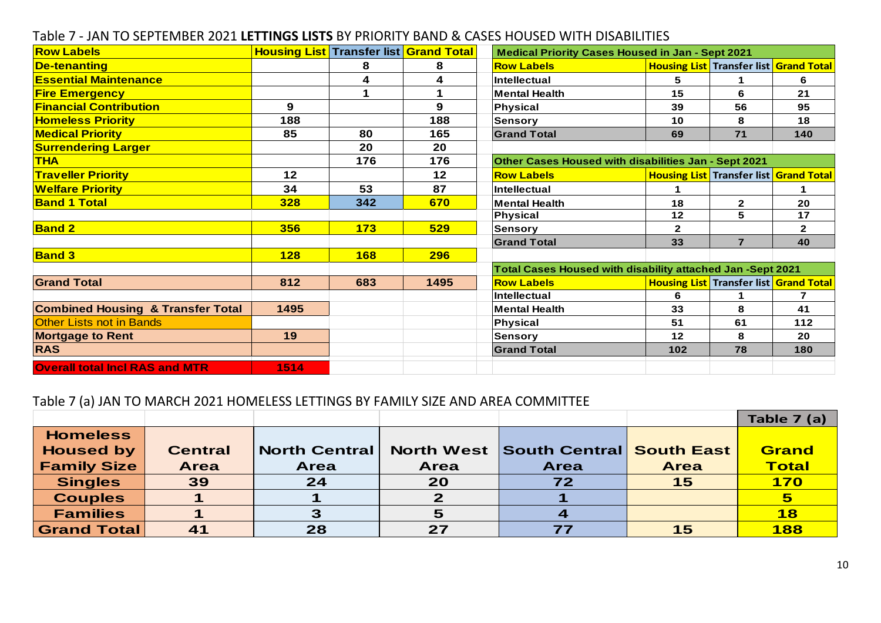## Table 7 - JAN TO SEPTEMBER 2021 **LETTINGS LISTS** BY PRIORITY BAND & CASES HOUSED WITH DISABILITIES

| Row Labels | Housing List | Transfer list | Grand Total |
|---|---|---|---|
| De-tenanting | | 8 | 8 |
| Essential Maintenance | | 4 | 4 |
| Fire Emergency | | 1 | 1 |
| Financial Contribution | 9 | | 9 |
| Homeless Priority | 188 | | 188 |
| Medical Priority | 85 | 80 | 165 |
| Surrendering Larger | | 20 | 20 |
| THA | | 176 | 176 |
| Traveller Priority | 12 | | 12 |
| Welfare Priority | 34 | 53 | 87 |
| Band 1 Total | 328 | 342 | 670 |
| Band 2 | 356 | 173 | 529 |
| Band 3 | 128 | 168 | 296 |
| Grand Total | 812 | 683 | 1495 |
| Combined Housing & Transfer Total | 1495 | | |
| Other Lists not in Bands | | | |
| Mortgage to Rent | 19 | | |
| RAS | | | |
| Overall total Incl RAS and MTR | 1514 | | |

**Medical Priority Cases Housed in Jan - Sept 2021**

| Row Labels | Housing List | Transfer list | Grand Total |
|---|---|---|---|
| Intellectual | 5 | 1 | 6 |
| Mental Health | 15 | 6 | 21 |
| Physical | 39 | 56 | 95 |
| Sensory | 10 | 8 | 18 |
| Grand Total | 69 | 71 | 140 |

**Other Cases Housed with disabilities Jan - Sept 2021**

| Row Labels | Housing List | Transfer list | Grand Total |
|---|---|---|---|
| Intellectual | 1 | | 1 |
| Mental Health | 18 | 2 | 20 |
| Physical | 12 | 5 | 17 |
| Sensory | 2 | | 2 |
| Grand Total | 33 | 7 | 40 |

**Total Cases Housed with disability attached Jan -Sept 2021**

| Row Labels | Housing List | Transfer list | Grand Total |
|---|---|---|---|
| Intellectual | 6 | 1 | 7 |
| Mental Health | 33 | 8 | 41 |
| Physical | 51 | 61 | 112 |
| Sensory | 12 | 8 | 20 |
| Grand Total | 102 | 78 | 180 |

## Table 7 (a) JAN TO MARCH 2021 HOMELESS LETTINGS BY FAMILY SIZE AND AREA COMMITTEE

| Homeless Housed by Family Size | Central Area | North Central Area | North West Area | South Central Area | South East Area | Table 7 (a) Grand Total |
|---|---|---|---|---|---|---|
| Singles | 39 | 24 | 20 | 72 | 15 | 170 |
| Couples | 1 | 1 | 2 | 1 | | 5 |
| Families | 1 | 3 | 5 | 4 | | 18 |
| Grand Total | 41 | 28 | 27 | 77 | 15 | 188 |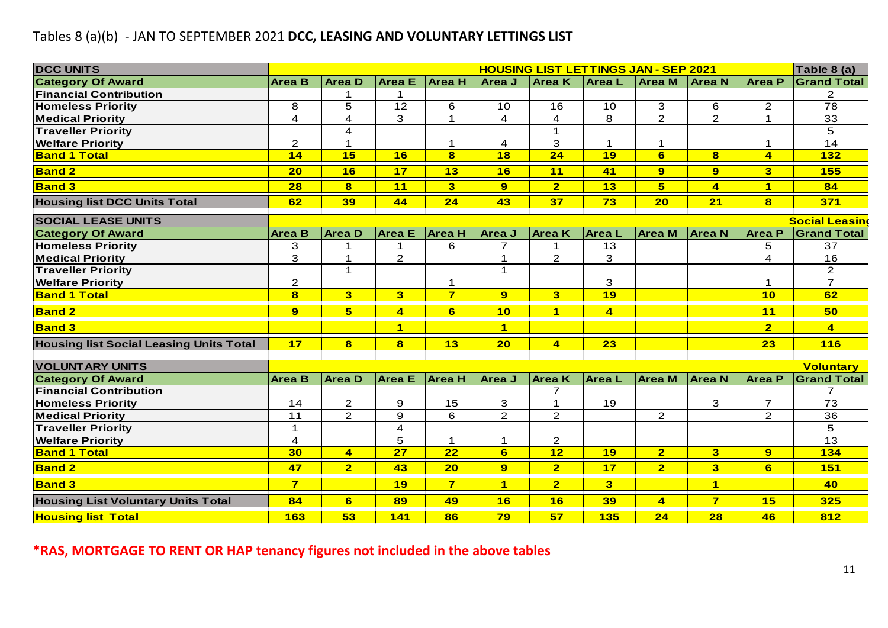Tables 8 (a)(b) - JAN TO SEPTEMBER 2021 **DCC, LEASING AND VOLUNTARY LETTINGS LIST**

| DCC UNITS | HOUSING LIST LETTINGS JAN - SEP 2021 | | | | | | | | | | Table 8 (a) |
|---|---|---|---|---|---|---|---|---|---|---|---|
| **Category Of Award** | **Area B** | **Area D** | **Area E** | **Area H** | **Area J** | **Area K** | **Area L** | **Area M** | **Area N** | **Area P** | **Grand Total** |
| Financial Contribution | | 1 | 1 | | | | | | | | 2 |
| Homeless Priority | 8 | 5 | 12 | 6 | 10 | 16 | 10 | 3 | 6 | 2 | 78 |
| Medical Priority | 4 | 4 | 3 | 1 | 4 | 4 | 8 | 2 | 2 | 1 | 33 |
| Traveller Priority | | 4 | | | | 1 | | | | | 5 |
| Welfare Priority | 2 | 1 | | 1 | 4 | 3 | 1 | 1 | | 1 | 14 |
| **Band 1 Total** | **14** | **15** | **16** | **8** | **18** | **24** | **19** | **6** | **8** | **4** | **132** |
| **Band 2** | **20** | **16** | **17** | **13** | **16** | **11** | **41** | **9** | **9** | **3** | **155** |
| **Band 3** | **28** | **8** | **11** | **3** | **9** | **2** | **13** | **5** | **4** | **1** | **84** |
| **Housing list DCC Units Total** | **62** | **39** | **44** | **24** | **43** | **37** | **73** | **20** | **21** | **8** | **371** |

| SOCIAL LEASE UNITS | | | | | | | | | | | Social Leasing |
|---|---|---|---|---|---|---|---|---|---|---|---|
| **Category Of Award** | **Area B** | **Area D** | **Area E** | **Area H** | **Area J** | **Area K** | **Area L** | **Area M** | **Area N** | **Area P** | **Grand Total** |
| Homeless Priority | 3 | 1 | 1 | 6 | 7 | 1 | 13 | | | 5 | 37 |
| Medical Priority | 3 | 1 | 2 | | 1 | 2 | 3 | | | 4 | 16 |
| Traveller Priority | | 1 | | | 1 | | | | | | 2 |
| Welfare Priority | 2 | | | 1 | | | 3 | | | 1 | 7 |
| **Band 1 Total** | **8** | **3** | **3** | **7** | **9** | **3** | **19** | | | **10** | **62** |
| **Band 2** | **9** | **5** | **4** | **6** | **10** | **1** | **4** | | | **11** | **50** |
| **Band 3** | | | **1** | | **1** | | | | | **2** | **4** |
| **Housing list Social Leasing Units Total** | **17** | **8** | **8** | **13** | **20** | **4** | **23** | | | **23** | **116** |

| VOLUNTARY UNITS | | | | | | | | | | | Voluntary |
|---|---|---|---|---|---|---|---|---|---|---|---|
| **Category Of Award** | **Area B** | **Area D** | **Area E** | **Area H** | **Area J** | **Area K** | **Area L** | **Area M** | **Area N** | **Area P** | **Grand Total** |
| Financial Contribution | | | | | | 7 | | | | | 7 |
| Homeless Priority | 14 | 2 | 9 | 15 | 3 | 1 | 19 | | 3 | 7 | 73 |
| Medical Priority | 11 | 2 | 9 | 6 | 2 | 2 | | 2 | | 2 | 36 |
| Traveller Priority | 1 | | 4 | | | | | | | | 5 |
| Welfare Priority | 4 | | 5 | 1 | 1 | 2 | | | | | 13 |
| **Band 1 Total** | **30** | **4** | **27** | **22** | **6** | **12** | **19** | **2** | **3** | **9** | **134** |
| **Band 2** | **47** | **2** | **43** | **20** | **9** | **2** | **17** | **2** | **3** | **6** | **151** |
| **Band 3** | **7** | | **19** | **7** | **1** | **2** | **3** | | **1** | | **40** |
| **Housing List Voluntary Units Total** | **84** | **6** | **89** | **49** | **16** | **16** | **39** | **4** | **7** | **15** | **325** |
| **Housing list Total** | **163** | **53** | **141** | **86** | **79** | **57** | **135** | **24** | **28** | **46** | **812** |

**\*RAS, MORTGAGE TO RENT OR HAP tenancy figures not included in the above tables**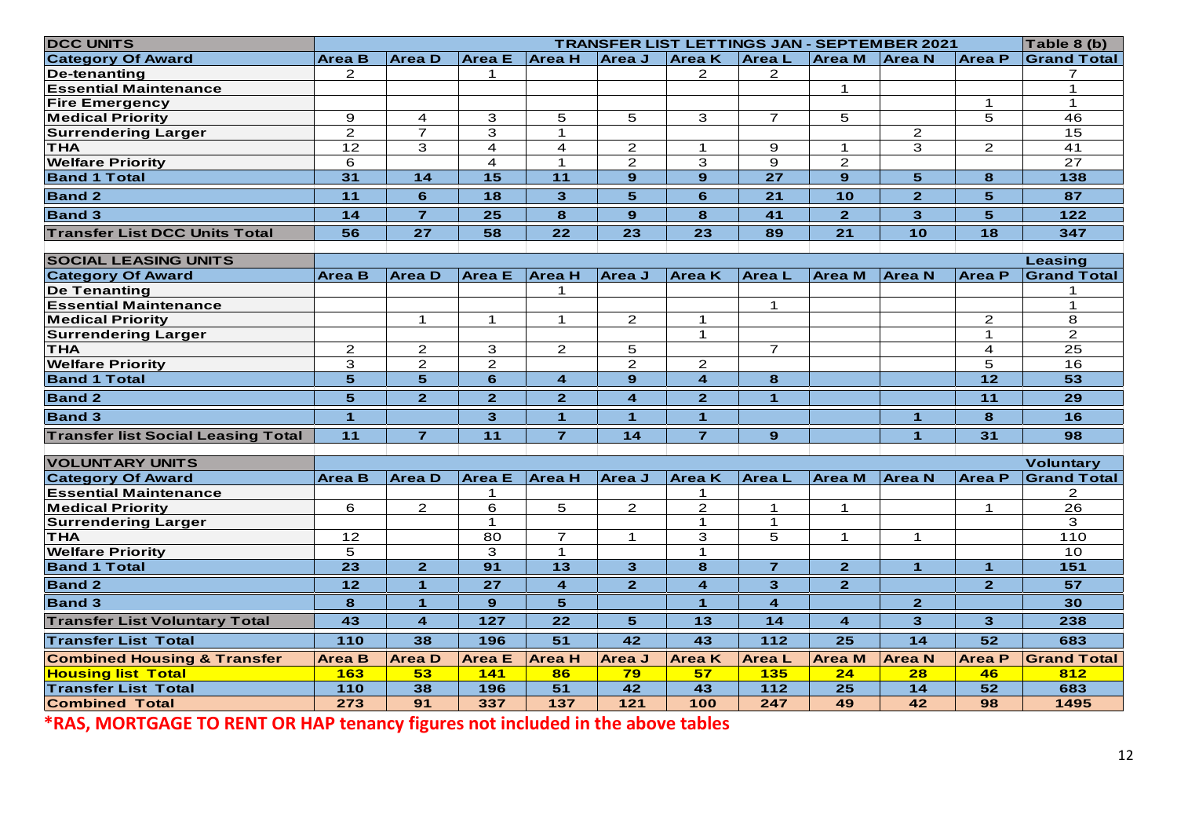| DCC UNITS | TRANSFER LIST LETTINGS JAN - SEPTEMBER 2021 | | | | | | | | | | Table 8 (b) |
|---|---|---|---|---|---|---|---|---|---|---|---|
| **Category Of Award** | **Area B** | **Area D** | **Area E** | **Area H** | **Area J** | **Area K** | **Area L** | **Area M** | **Area N** | **Area P** | **Grand Total** |
| De-tenanting | 2 | | 1 | | | 2 | 2 | | | | 7 |
| Essential Maintenance | | | | | | | | 1 | | | 1 |
| Fire Emergency | | | | | | | | | | 1 | 1 |
| Medical Priority | 9 | 4 | 3 | 5 | 5 | 3 | 7 | 5 | | 5 | 46 |
| Surrendering Larger | 2 | 7 | 3 | 1 | | | | | 2 | | 15 |
| THA | 12 | 3 | 4 | 4 | 2 | 1 | 9 | 1 | 3 | 2 | 41 |
| Welfare Priority | 6 | | 4 | 1 | 2 | 3 | 9 | 2 | | | 27 |
| **Band 1 Total** | **31** | **14** | **15** | **11** | **9** | **9** | **27** | **9** | **5** | **8** | **138** |
| **Band 2** | **11** | **6** | **18** | **3** | **5** | **6** | **21** | **10** | **2** | **5** | **87** |
| **Band 3** | **14** | **7** | **25** | **8** | **9** | **8** | **41** | **2** | **3** | **5** | **122** |
| **Transfer List DCC Units Total** | **56** | **27** | **58** | **22** | **23** | **23** | **89** | **21** | **10** | **18** | **347** |

| SOCIAL LEASING UNITS | | | | | | | | | | | Leasing |
|---|---|---|---|---|---|---|---|---|---|---|---|
| **Category Of Award** | **Area B** | **Area D** | **Area E** | **Area H** | **Area J** | **Area K** | **Area L** | **Area M** | **Area N** | **Area P** | **Grand Total** |
| De Tenanting | | | | 1 | | | | | | | 1 |
| Essential Maintenance | | | | | | | 1 | | | | 1 |
| Medical Priority | | 1 | 1 | 1 | 2 | 1 | | | | 2 | 8 |
| Surrendering Larger | | | | | | 1 | | | | 1 | 2 |
| THA | 2 | 2 | 3 | 2 | 5 | | 7 | | | 4 | 25 |
| Welfare Priority | 3 | 2 | 2 | | 2 | 2 | | | | 5 | 16 |
| **Band 1 Total** | **5** | **5** | **6** | **4** | **9** | **4** | **8** | | | **12** | **53** |
| **Band 2** | **5** | **2** | **2** | **2** | **4** | **2** | **1** | | | **11** | **29** |
| **Band 3** | **1** | | **3** | **1** | **1** | **1** | | | **1** | **8** | **16** |
| **Transfer list Social Leasing Total** | **11** | **7** | **11** | **7** | **14** | **7** | **9** | | **1** | **31** | **98** |

| VOLUNTARY UNITS | | | | | | | | | | | Voluntary |
|---|---|---|---|---|---|---|---|---|---|---|---|
| **Category Of Award** | **Area B** | **Area D** | **Area E** | **Area H** | **Area J** | **Area K** | **Area L** | **Area M** | **Area N** | **Area P** | **Grand Total** |
| Essential Maintenance | | | 1 | | | 1 | | | | | 2 |
| Medical Priority | 6 | 2 | 6 | 5 | 2 | 2 | 1 | 1 | | 1 | 26 |
| Surrendering Larger | | | 1 | | | 1 | 1 | | | | 3 |
| THA | 12 | | 80 | 7 | 1 | 3 | 5 | 1 | 1 | | 110 |
| Welfare Priority | 5 | | 3 | 1 | | 1 | | | | | 10 |
| **Band 1 Total** | **23** | **2** | **91** | **13** | **3** | **8** | **7** | **2** | **1** | **1** | **151** |
| **Band 2** | **12** | **1** | **27** | **4** | **2** | **4** | **3** | **2** | | **2** | **57** |
| **Band 3** | **8** | **1** | **9** | **5** | | **1** | **4** | | **2** | | **30** |
| **Transfer List Voluntary Total** | **43** | **4** | **127** | **22** | **5** | **13** | **14** | **4** | **3** | **3** | **238** |
| **Transfer List Total** | **110** | **38** | **196** | **51** | **42** | **43** | **112** | **25** | **14** | **52** | **683** |

| Combined Housing & Transfer | Area B | Area D | Area E | Area H | Area J | Area K | Area L | Area M | Area N | Area P | Grand Total |
|---|---|---|---|---|---|---|---|---|---|---|---|
| **Housing list Total** | **163** | **53** | **141** | **86** | **79** | **57** | **135** | **24** | **28** | **46** | **812** |
| **Transfer List Total** | **110** | **38** | **196** | **51** | **42** | **43** | **112** | **25** | **14** | **52** | **683** |
| **Combined Total** | **273** | **91** | **337** | **137** | **121** | **100** | **247** | **49** | **42** | **98** | **1495** |

**\*RAS, MORTGAGE TO RENT OR HAP tenancy figures not included in the above tables**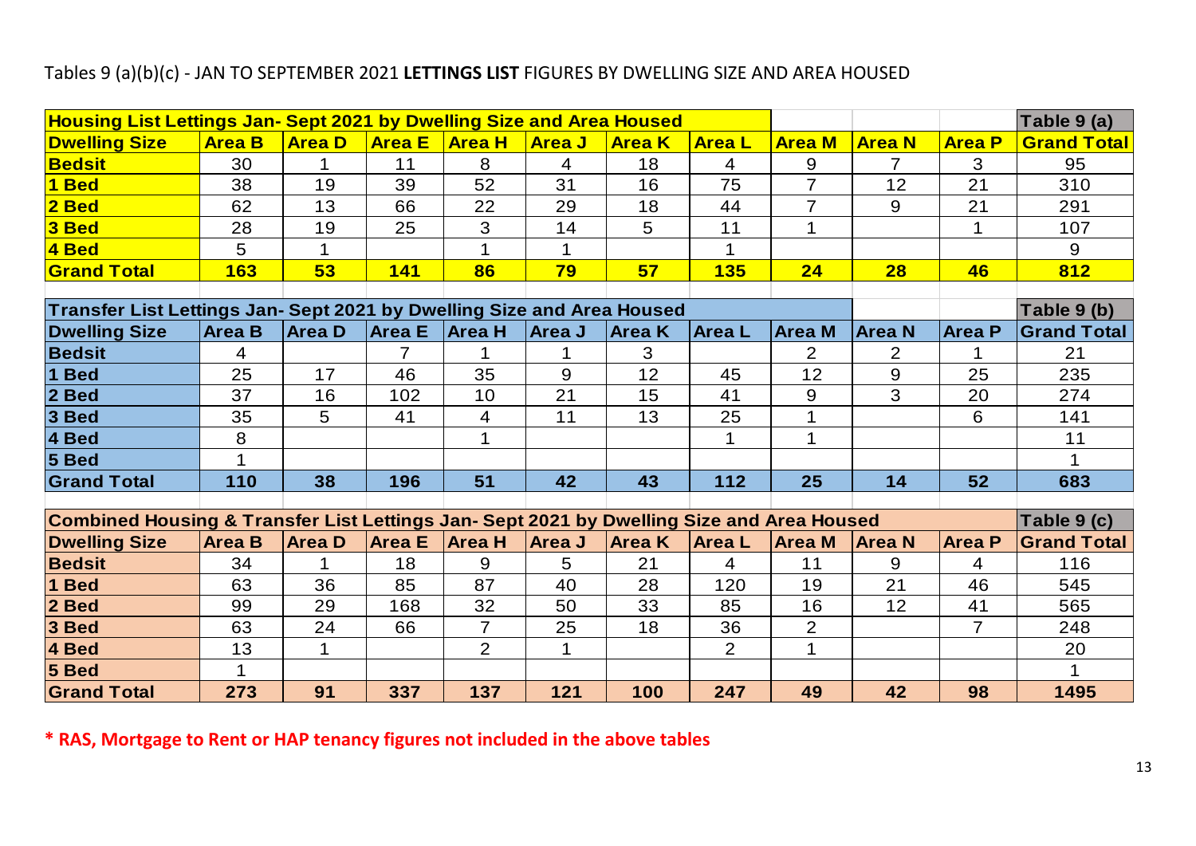Tables 9 (a)(b)(c) - JAN TO SEPTEMBER 2021 **LETTINGS LIST** FIGURES BY DWELLING SIZE AND AREA HOUSED

| **Housing List Lettings Jan- Sept 2021 by Dwelling Size and Area Housed** | | | | | | | | | | **Table 9 (a)** |
|---|---|---|---|---|---|---|---|---|---|---|
| **Dwelling Size** | **Area B** | **Area D** | **Area E** | **Area H** | **Area J** | **Area K** | **Area L** | **Area M** | **Area N** | **Area P** | **Grand Total** |
| **Bedsit** | 30 | 1 | 11 | 8 | 4 | 18 | 4 | 9 | 7 | 3 | 95 |
| **1 Bed** | 38 | 19 | 39 | 52 | 31 | 16 | 75 | 7 | 12 | 21 | 310 |
| **2 Bed** | 62 | 13 | 66 | 22 | 29 | 18 | 44 | 7 | 9 | 21 | 291 |
| **3 Bed** | 28 | 19 | 25 | 3 | 14 | 5 | 11 | 1 | | 1 | 107 |
| **4 Bed** | 5 | 1 | | 1 | 1 | | 1 | | | | 9 |
| **Grand Total** | **163** | **53** | **141** | **86** | **79** | **57** | **135** | **24** | **28** | **46** | **812** |

| **Transfer List Lettings Jan- Sept 2021 by Dwelling Size and Area Housed** | | | | | | | | | | | **Table 9 (b)** |
|---|---|---|---|---|---|---|---|---|---|---|---|
| **Dwelling Size** | **Area B** | **Area D** | **Area E** | **Area H** | **Area J** | **Area K** | **Area L** | **Area M** | **Area N** | **Area P** | **Grand Total** |
| **Bedsit** | 4 | | 7 | 1 | 1 | 3 | | 2 | 2 | 1 | 21 |
| **1 Bed** | 25 | 17 | 46 | 35 | 9 | 12 | 45 | 12 | 9 | 25 | 235 |
| **2 Bed** | 37 | 16 | 102 | 10 | 21 | 15 | 41 | 9 | 3 | 20 | 274 |
| **3 Bed** | 35 | 5 | 41 | 4 | 11 | 13 | 25 | 1 | | 6 | 141 |
| **4 Bed** | 8 | | | 1 | | | 1 | 1 | | | 11 |
| **5 Bed** | 1 | | | | | | | | | | 1 |
| **Grand Total** | **110** | **38** | **196** | **51** | **42** | **43** | **112** | **25** | **14** | **52** | **683** |

| **Combined Housing & Transfer List Lettings Jan- Sept 2021 by Dwelling Size and Area Housed** | | | | | | | | | | | **Table 9 (c)** |
|---|---|---|---|---|---|---|---|---|---|---|---|
| **Dwelling Size** | **Area B** | **Area D** | **Area E** | **Area H** | **Area J** | **Area K** | **Area L** | **Area M** | **Area N** | **Area P** | **Grand Total** |
| **Bedsit** | 34 | 1 | 18 | 9 | 5 | 21 | 4 | 11 | 9 | 4 | 116 |
| **1 Bed** | 63 | 36 | 85 | 87 | 40 | 28 | 120 | 19 | 21 | 46 | 545 |
| **2 Bed** | 99 | 29 | 168 | 32 | 50 | 33 | 85 | 16 | 12 | 41 | 565 |
| **3 Bed** | 63 | 24 | 66 | 7 | 25 | 18 | 36 | 2 | | 7 | 248 |
| **4 Bed** | 13 | 1 | | 2 | 1 | | 2 | 1 | | | 20 |
| **5 Bed** | 1 | | | | | | | | | | 1 |
| **Grand Total** | **273** | **91** | **337** | **137** | **121** | **100** | **247** | **49** | **42** | **98** | **1495** |

**\* RAS, Mortgage to Rent or HAP tenancy figures not included in the above tables**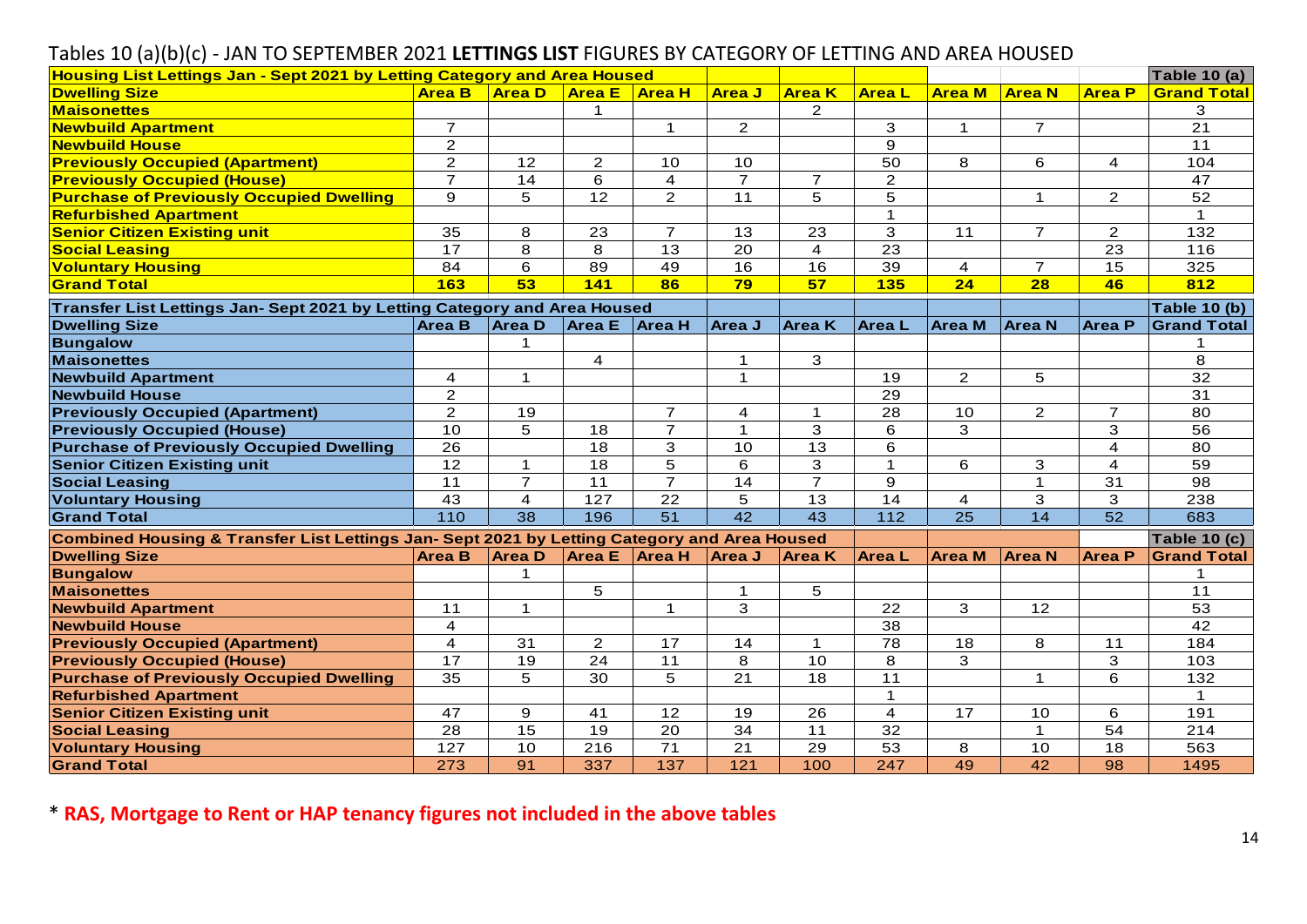Tables 10 (a)(b)(c) - JAN TO SEPTEMBER 2021 **LETTINGS LIST** FIGURES BY CATEGORY OF LETTING AND AREA HOUSED

**Housing List Lettings Jan - Sept 2021 by Letting Category and Area Housed** — Table 10 (a)

| Dwelling Size | Area B | Area D | Area E | Area H | Area J | Area K | Area L | Area M | Area N | Area P | Grand Total |
|---|---|---|---|---|---|---|---|---|---|---|---|
| Maisonettes | | | 1 | | | 2 | | | | | 3 |
| Newbuild Apartment | 7 | | | 1 | 2 | | 3 | 1 | 7 | | 21 |
| Newbuild House | 2 | | | | | | 9 | | | | 11 |
| Previously Occupied (Apartment) | 2 | 12 | 2 | 10 | 10 | | 50 | 8 | 6 | 4 | 104 |
| Previously Occupied (House) | 7 | 14 | 6 | 4 | 7 | 7 | 2 | | | | 47 |
| Purchase of Previously Occupied Dwelling | 9 | 5 | 12 | 2 | 11 | 5 | 5 | | 1 | 2 | 52 |
| Refurbished Apartment | | | | | | | 1 | | | | 1 |
| Senior Citizen Existing unit | 35 | 8 | 23 | 7 | 13 | 23 | 3 | 11 | 7 | 2 | 132 |
| Social Leasing | 17 | 8 | 8 | 13 | 20 | 4 | 23 | | | 23 | 116 |
| Voluntary Housing | 84 | 6 | 89 | 49 | 16 | 16 | 39 | 4 | 7 | 15 | 325 |
| **Grand Total** | **163** | **53** | **141** | **86** | **79** | **57** | **135** | **24** | **28** | **46** | **812** |

**Transfer List Lettings Jan- Sept 2021 by Letting Category and Area Housed** — Table 10 (b)

| Dwelling Size | Area B | Area D | Area E | Area H | Area J | Area K | Area L | Area M | Area N | Area P | Grand Total |
|---|---|---|---|---|---|---|---|---|---|---|---|
| Bungalow | | 1 | | | | | | | | | 1 |
| Maisonettes | | | 4 | | 1 | 3 | | | | | 8 |
| Newbuild Apartment | 4 | 1 | | | 1 | | 19 | 2 | 5 | | 32 |
| Newbuild House | 2 | | | | | | 29 | | | | 31 |
| Previously Occupied (Apartment) | 2 | 19 | | 7 | 4 | 1 | 28 | 10 | 2 | 7 | 80 |
| Previously Occupied (House) | 10 | 5 | 18 | 7 | 1 | 3 | 6 | 3 | | 3 | 56 |
| Purchase of Previously Occupied Dwelling | 26 | | 18 | 3 | 10 | 13 | 6 | | | 4 | 80 |
| Senior Citizen Existing unit | 12 | 1 | 18 | 5 | 6 | 3 | 1 | 6 | 3 | 4 | 59 |
| Social Leasing | 11 | 7 | 11 | 7 | 14 | 7 | 9 | | 1 | 31 | 98 |
| Voluntary Housing | 43 | 4 | 127 | 22 | 5 | 13 | 14 | 4 | 3 | 3 | 238 |
| **Grand Total** | 110 | 38 | 196 | 51 | 42 | 43 | 112 | 25 | 14 | 52 | 683 |

**Combined Housing & Transfer List Lettings Jan- Sept 2021 by Letting Category and Area Housed** — Table 10 (c)

| Dwelling Size | Area B | Area D | Area E | Area H | Area J | Area K | Area L | Area M | Area N | Area P | Grand Total |
|---|---|---|---|---|---|---|---|---|---|---|---|
| Bungalow | | 1 | | | | | | | | | 1 |
| Maisonettes | | | 5 | | 1 | 5 | | | | | 11 |
| Newbuild Apartment | 11 | 1 | | 1 | 3 | | 22 | 3 | 12 | | 53 |
| Newbuild House | 4 | | | | | | 38 | | | | 42 |
| Previously Occupied (Apartment) | 4 | 31 | 2 | 17 | 14 | 1 | 78 | 18 | 8 | 11 | 184 |
| Previously Occupied (House) | 17 | 19 | 24 | 11 | 8 | 10 | 8 | 3 | | 3 | 103 |
| Purchase of Previously Occupied Dwelling | 35 | 5 | 30 | 5 | 21 | 18 | 11 | | 1 | 6 | 132 |
| Refurbished Apartment | | | | | | | 1 | | | | 1 |
| Senior Citizen Existing unit | 47 | 9 | 41 | 12 | 19 | 26 | 4 | 17 | 10 | 6 | 191 |
| Social Leasing | 28 | 15 | 19 | 20 | 34 | 11 | 32 | | 1 | 54 | 214 |
| Voluntary Housing | 127 | 10 | 216 | 71 | 21 | 29 | 53 | 8 | 10 | 18 | 563 |
| **Grand Total** | 273 | 91 | 337 | 137 | 121 | 100 | 247 | 49 | 42 | 98 | 1495 |

* **RAS, Mortgage to Rent or HAP tenancy figures not included in the above tables**